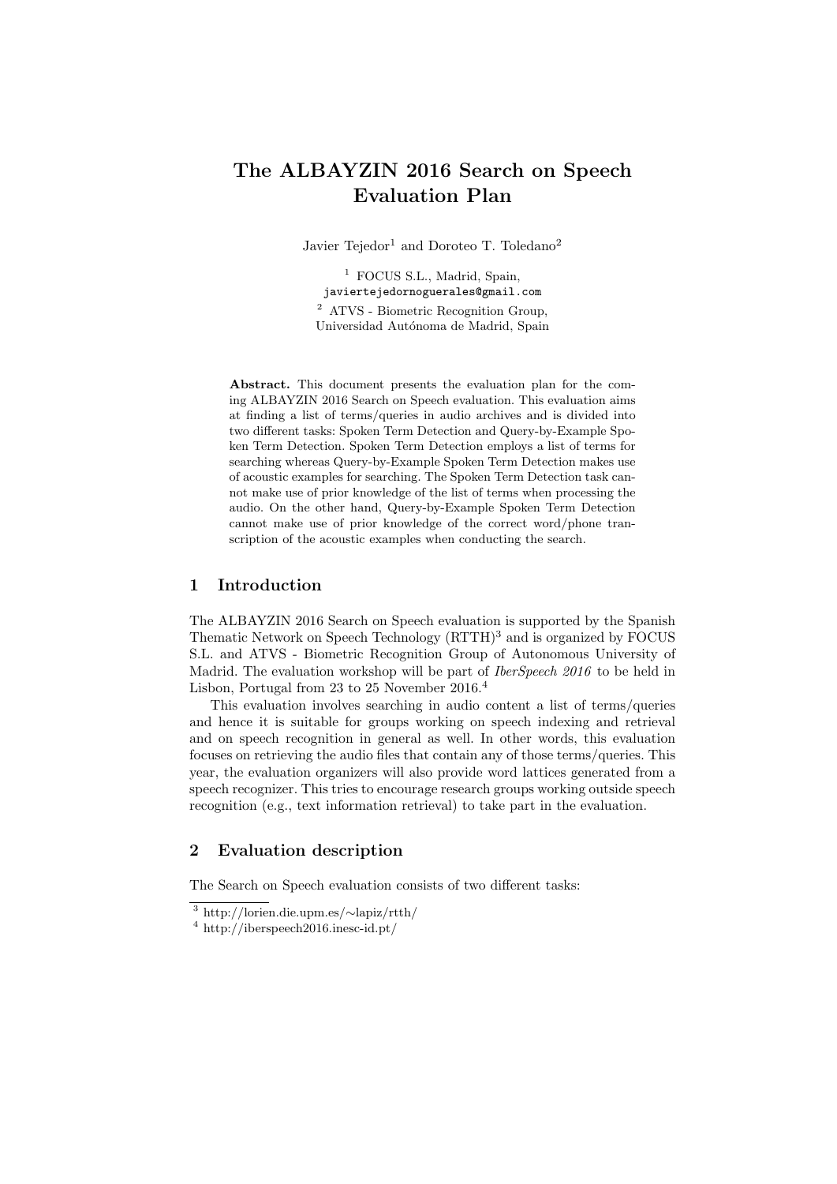# The ALBAYZIN 2016 Search on Speech Evaluation Plan

Javier Tejedor[1] and Doroteo T. Toledano[2]

[1] FOCUS S.L., Madrid, Spain, javiertejedornoguerales@gmail.com

[2] ATVS - Biometric Recognition Group, Universidad Autónoma de Madrid, Spain

**Abstract.** This document presents the evaluation plan for the coming ALBAYZIN 2016 Search on Speech evaluation. This evaluation aims at finding a list of terms/queries in audio archives and is divided into two different tasks: Spoken Term Detection and Query-by-Example Spoken Term Detection. Spoken Term Detection employs a list of terms for searching whereas Query-by-Example Spoken Term Detection makes use of acoustic examples for searching. The Spoken Term Detection task cannot make use of prior knowledge of the list of terms when processing the audio. On the other hand, Query-by-Example Spoken Term Detection cannot make use of prior knowledge of the correct word/phone transcription of the acoustic examples when conducting the search.

## 1 Introduction

The ALBAYZIN 2016 Search on Speech evaluation is supported by the Spanish Thematic Network on Speech Technology (RTTH)[3] and is organized by FOCUS S.L. and ATVS - Biometric Recognition Group of Autonomous University of Madrid. The evaluation workshop will be part of *IberSpeech 2016* to be held in Lisbon, Portugal from 23 to 25 November 2016.[4]

This evaluation involves searching in audio content a list of terms/queries and hence it is suitable for groups working on speech indexing and retrieval and on speech recognition in general as well. In other words, this evaluation focuses on retrieving the audio files that contain any of those terms/queries. This year, the evaluation organizers will also provide word lattices generated from a speech recognizer. This tries to encourage research groups working outside speech recognition (e.g., text information retrieval) to take part in the evaluation.

## 2 Evaluation description

The Search on Speech evaluation consists of two different tasks:

[3] http://lorien.die.upm.es/∼lapiz/rtth/

[4] http://iberspeech2016.inesc-id.pt/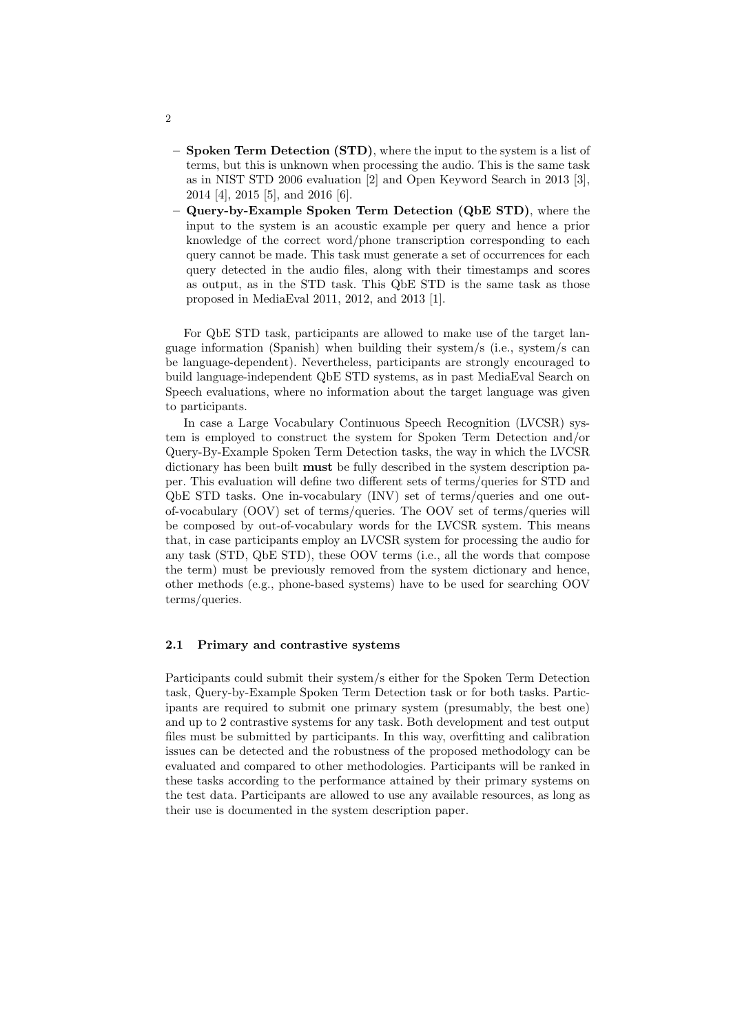- **Spoken Term Detection (STD)**, where the input to the system is a list of terms, but this is unknown when processing the audio. This is the same task as in NIST STD 2006 evaluation [2] and Open Keyword Search in 2013 [3], 2014 [4], 2015 [5], and 2016 [6].
- **Query-by-Example Spoken Term Detection (QbE STD)**, where the input to the system is an acoustic example per query and hence a prior knowledge of the correct word/phone transcription corresponding to each query cannot be made. This task must generate a set of occurrences for each query detected in the audio files, along with their timestamps and scores as output, as in the STD task. This QbE STD is the same task as those proposed in MediaEval 2011, 2012, and 2013 [1].

For QbE STD task, participants are allowed to make use of the target language information (Spanish) when building their system/s (i.e., system/s can be language-dependent). Nevertheless, participants are strongly encouraged to build language-independent QbE STD systems, as in past MediaEval Search on Speech evaluations, where no information about the target language was given to participants.

In case a Large Vocabulary Continuous Speech Recognition (LVCSR) system is employed to construct the system for Spoken Term Detection and/or Query-By-Example Spoken Term Detection tasks, the way in which the LVCSR dictionary has been built **must** be fully described in the system description paper. This evaluation will define two different sets of terms/queries for STD and QbE STD tasks. One in-vocabulary (INV) set of terms/queries and one out-of-vocabulary (OOV) set of terms/queries. The OOV set of terms/queries will be composed by out-of-vocabulary words for the LVCSR system. This means that, in case participants employ an LVCSR system for processing the audio for any task (STD, QbE STD), these OOV terms (i.e., all the words that compose the term) must be previously removed from the system dictionary and hence, other methods (e.g., phone-based systems) have to be used for searching OOV terms/queries.

### 2.1 Primary and contrastive systems

Participants could submit their system/s either for the Spoken Term Detection task, Query-by-Example Spoken Term Detection task or for both tasks. Participants are required to submit one primary system (presumably, the best one) and up to 2 contrastive systems for any task. Both development and test output files must be submitted by participants. In this way, overfitting and calibration issues can be detected and the robustness of the proposed methodology can be evaluated and compared to other methodologies. Participants will be ranked in these tasks according to the performance attained by their primary systems on the test data. Participants are allowed to use any available resources, as long as their use is documented in the system description paper.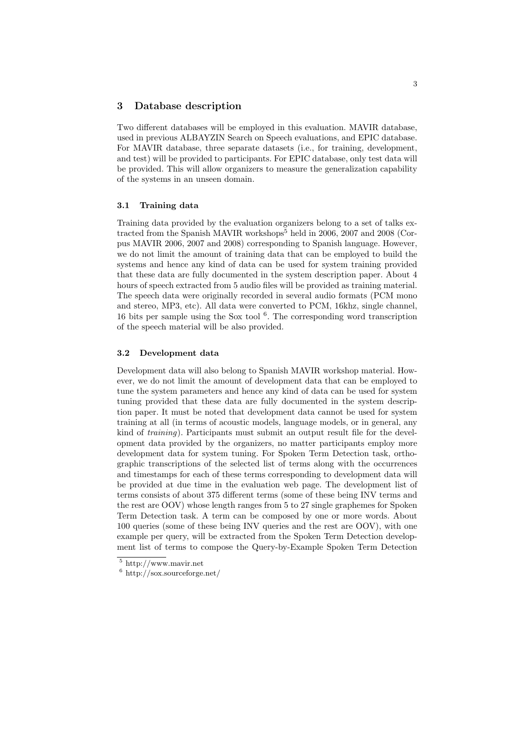## 3 Database description

Two different databases will be employed in this evaluation. MAVIR database, used in previous ALBAYZIN Search on Speech evaluations, and EPIC database. For MAVIR database, three separate datasets (i.e., for training, development, and test) will be provided to participants. For EPIC database, only test data will be provided. This will allow organizers to measure the generalization capability of the systems in an unseen domain.

### 3.1 Training data

Training data provided by the evaluation organizers belong to a set of talks extracted from the Spanish MAVIR workshops[5] held in 2006, 2007 and 2008 (Corpus MAVIR 2006, 2007 and 2008) corresponding to Spanish language. However, we do not limit the amount of training data that can be employed to build the systems and hence any kind of data can be used for system training provided that these data are fully documented in the system description paper. About 4 hours of speech extracted from 5 audio files will be provided as training material. The speech data were originally recorded in several audio formats (PCM mono and stereo, MP3, etc). All data were converted to PCM, 16khz, single channel, 16 bits per sample using the Sox tool [6]. The corresponding word transcription of the speech material will be also provided.

### 3.2 Development data

Development data will also belong to Spanish MAVIR workshop material. However, we do not limit the amount of development data that can be employed to tune the system parameters and hence any kind of data can be used for system tuning provided that these data are fully documented in the system description paper. It must be noted that development data cannot be used for system training at all (in terms of acoustic models, language models, or in general, any kind of *training*). Participants must submit an output result file for the development data provided by the organizers, no matter participants employ more development data for system tuning. For Spoken Term Detection task, orthographic transcriptions of the selected list of terms along with the occurrences and timestamps for each of these terms corresponding to development data will be provided at due time in the evaluation web page. The development list of terms consists of about 375 different terms (some of these being INV terms and the rest are OOV) whose length ranges from 5 to 27 single graphemes for Spoken Term Detection task. A term can be composed by one or more words. About 100 queries (some of these being INV queries and the rest are OOV), with one example per query, will be extracted from the Spoken Term Detection development list of terms to compose the Query-by-Example Spoken Term Detection

[5] http://www.mavir.net

[6] http://sox.sourceforge.net/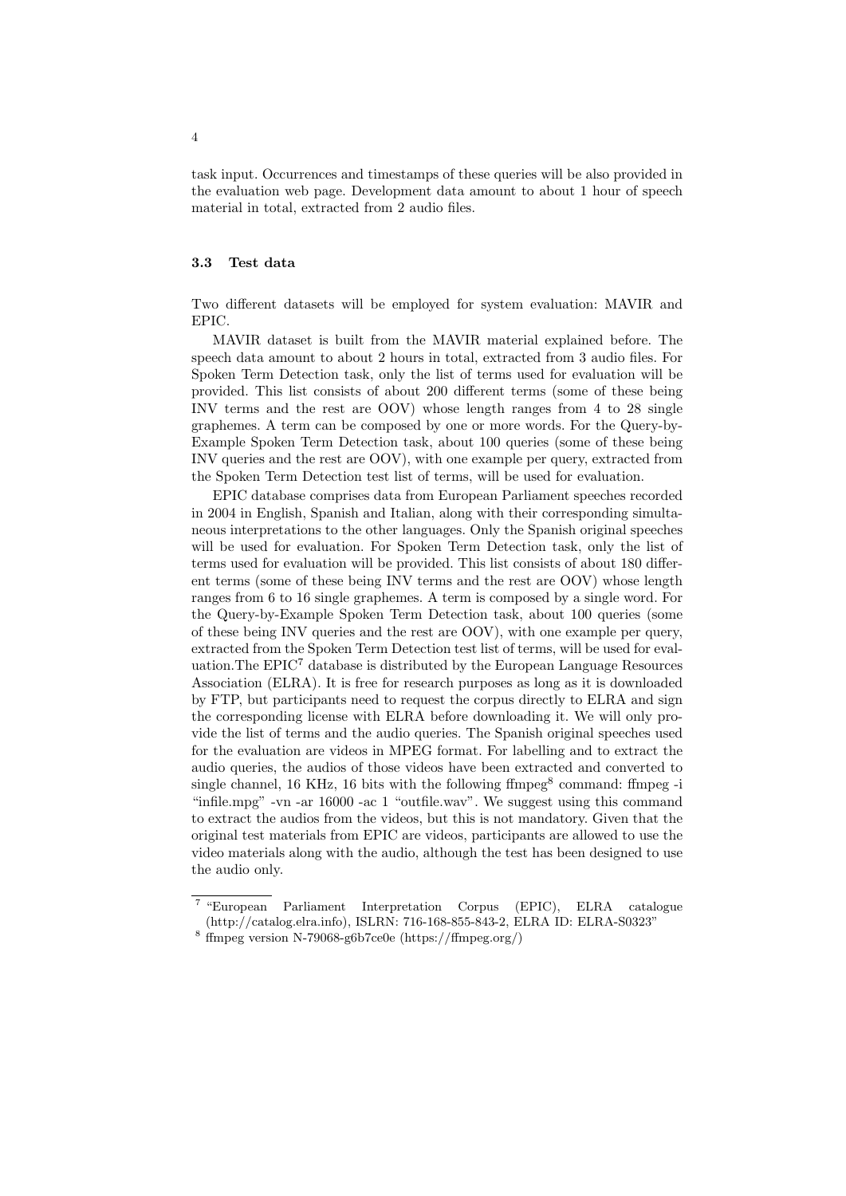task input. Occurrences and timestamps of these queries will be also provided in the evaluation web page. Development data amount to about 1 hour of speech material in total, extracted from 2 audio files.

### 3.3 Test data

Two different datasets will be employed for system evaluation: MAVIR and EPIC.

MAVIR dataset is built from the MAVIR material explained before. The speech data amount to about 2 hours in total, extracted from 3 audio files. For Spoken Term Detection task, only the list of terms used for evaluation will be provided. This list consists of about 200 different terms (some of these being INV terms and the rest are OOV) whose length ranges from 4 to 28 single graphemes. A term can be composed by one or more words. For the Query-by-Example Spoken Term Detection task, about 100 queries (some of these being INV queries and the rest are OOV), with one example per query, extracted from the Spoken Term Detection test list of terms, will be used for evaluation.

EPIC database comprises data from European Parliament speeches recorded in 2004 in English, Spanish and Italian, along with their corresponding simultaneous interpretations to the other languages. Only the Spanish original speeches will be used for evaluation. For Spoken Term Detection task, only the list of terms used for evaluation will be provided. This list consists of about 180 different terms (some of these being INV terms and the rest are OOV) whose length ranges from 6 to 16 single graphemes. A term is composed by a single word. For the Query-by-Example Spoken Term Detection task, about 100 queries (some of these being INV queries and the rest are OOV), with one example per query, extracted from the Spoken Term Detection test list of terms, will be used for evaluation.The EPIC[7] database is distributed by the European Language Resources Association (ELRA). It is free for research purposes as long as it is downloaded by FTP, but participants need to request the corpus directly to ELRA and sign the corresponding license with ELRA before downloading it. We will only provide the list of terms and the audio queries. The Spanish original speeches used for the evaluation are videos in MPEG format. For labelling and to extract the audio queries, the audios of those videos have been extracted and converted to single channel, 16 KHz, 16 bits with the following ffmpeg[8] command: ffmpeg -i "infile.mpg" -vn -ar 16000 -ac 1 "outfile.wav". We suggest using this command to extract the audios from the videos, but this is not mandatory. Given that the original test materials from EPIC are videos, participants are allowed to use the video materials along with the audio, although the test has been designed to use the audio only.

---

[7] "European Parliament Interpretation Corpus (EPIC), ELRA catalogue (http://catalog.elra.info), ISLRN: 716-168-855-843-2, ELRA ID: ELRA-S0323"

[8] ffmpeg version N-79068-g6b7ce0e (https://ffmpeg.org/)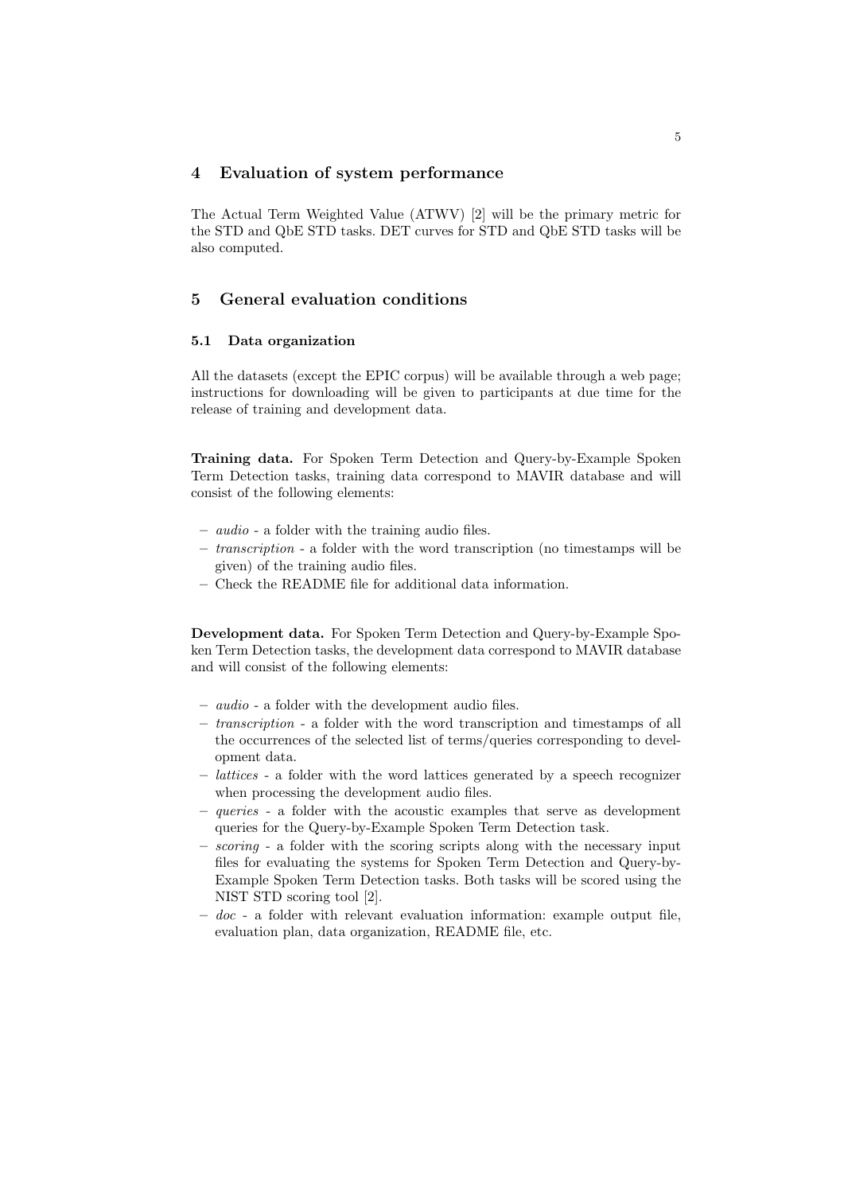## 4 Evaluation of system performance

The Actual Term Weighted Value (ATWV) [2] will be the primary metric for the STD and QbE STD tasks. DET curves for STD and QbE STD tasks will be also computed.

## 5 General evaluation conditions

### 5.1 Data organization

All the datasets (except the EPIC corpus) will be available through a web page; instructions for downloading will be given to participants at due time for the release of training and development data.

**Training data.** For Spoken Term Detection and Query-by-Example Spoken Term Detection tasks, training data correspond to MAVIR database and will consist of the following elements:

- *audio* - a folder with the training audio files.
- *transcription* - a folder with the word transcription (no timestamps will be given) of the training audio files.
- Check the README file for additional data information.

**Development data.** For Spoken Term Detection and Query-by-Example Spoken Term Detection tasks, the development data correspond to MAVIR database and will consist of the following elements:

- *audio* - a folder with the development audio files.
- *transcription* - a folder with the word transcription and timestamps of all the occurrences of the selected list of terms/queries corresponding to development data.
- *lattices* - a folder with the word lattices generated by a speech recognizer when processing the development audio files.
- *queries* - a folder with the acoustic examples that serve as development queries for the Query-by-Example Spoken Term Detection task.
- *scoring* - a folder with the scoring scripts along with the necessary input files for evaluating the systems for Spoken Term Detection and Query-by-Example Spoken Term Detection tasks. Both tasks will be scored using the NIST STD scoring tool [2].
- *doc* - a folder with relevant evaluation information: example output file, evaluation plan, data organization, README file, etc.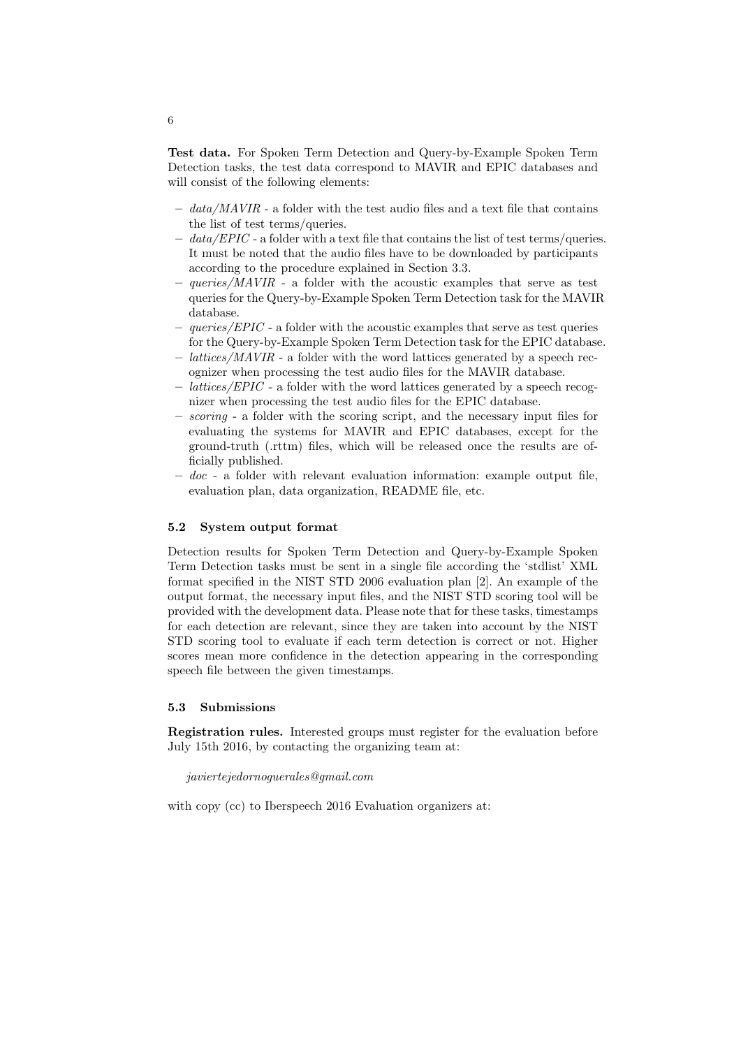**Test data.** For Spoken Term Detection and Query-by-Example Spoken Term Detection tasks, the test data correspond to MAVIR and EPIC databases and will consist of the following elements:

- *data/MAVIR* - a folder with the test audio files and a text file that contains the list of test terms/queries.
- *data/EPIC* - a folder with a text file that contains the list of test terms/queries. It must be noted that the audio files have to be downloaded by participants according to the procedure explained in Section 3.3.
- *queries/MAVIR* - a folder with the acoustic examples that serve as test queries for the Query-by-Example Spoken Term Detection task for the MAVIR database.
- *queries/EPIC* - a folder with the acoustic examples that serve as test queries for the Query-by-Example Spoken Term Detection task for the EPIC database.
- *lattices/MAVIR* - a folder with the word lattices generated by a speech recognizer when processing the test audio files for the MAVIR database.
- *lattices/EPIC* - a folder with the word lattices generated by a speech recognizer when processing the test audio files for the EPIC database.
- *scoring* - a folder with the scoring script, and the necessary input files for evaluating the systems for MAVIR and EPIC databases, except for the ground-truth (.rttm) files, which will be released once the results are officially published.
- *doc* - a folder with relevant evaluation information: example output file, evaluation plan, data organization, README file, etc.

### 5.2 System output format

Detection results for Spoken Term Detection and Query-by-Example Spoken Term Detection tasks must be sent in a single file according the 'stdlist' XML format specified in the NIST STD 2006 evaluation plan [2]. An example of the output format, the necessary input files, and the NIST STD scoring tool will be provided with the development data. Please note that for these tasks, timestamps for each detection are relevant, since they are taken into account by the NIST STD scoring tool to evaluate if each term detection is correct or not. Higher scores mean more confidence in the detection appearing in the corresponding speech file between the given timestamps.

### 5.3 Submissions

**Registration rules.** Interested groups must register for the evaluation before July 15th 2016, by contacting the organizing team at:

*javiertejedornoguerales@gmail.com*

with copy (cc) to Iberspeech 2016 Evaluation organizers at: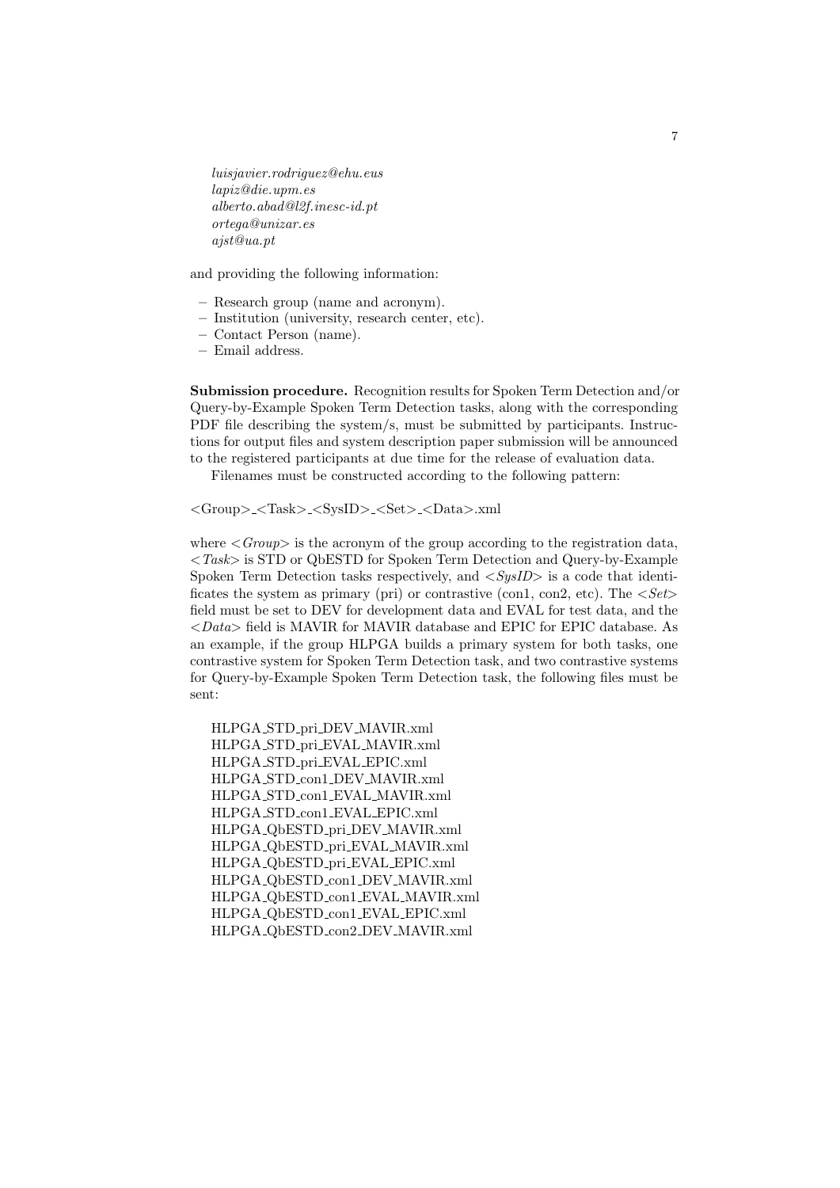*luisjavier.rodriguez@ehu.eus*
*lapiz@die.upm.es*
*alberto.abad@l2f.inesc-id.pt*
*ortega@unizar.es*
*ajst@ua.pt*

and providing the following information:

- Research group (name and acronym).
- Institution (university, research center, etc).
- Contact Person (name).
- Email address.

**Submission procedure.** Recognition results for Spoken Term Detection and/or Query-by-Example Spoken Term Detection tasks, along with the corresponding PDF file describing the system/s, must be submitted by participants. Instructions for output files and system description paper submission will be announced to the registered participants at due time for the release of evaluation data.

Filenames must be constructed according to the following pattern:

<Group>_<Task>_<SysID>_<Set>_<Data>.xml

where *<Group>* is the acronym of the group according to the registration data, *<Task>* is STD or QbESTD for Spoken Term Detection and Query-by-Example Spoken Term Detection tasks respectively, and *<SysID>* is a code that identificates the system as primary (pri) or contrastive (con1, con2, etc). The *<Set>* field must be set to DEV for development data and EVAL for test data, and the *<Data>* field is MAVIR for MAVIR database and EPIC for EPIC database. As an example, if the group HLPGA builds a primary system for both tasks, one contrastive system for Spoken Term Detection task, and two contrastive systems for Query-by-Example Spoken Term Detection task, the following files must be sent:

HLPGA_STD_pri_DEV_MAVIR.xml
HLPGA_STD_pri_EVAL_MAVIR.xml
HLPGA_STD_pri_EVAL_EPIC.xml
HLPGA_STD_con1_DEV_MAVIR.xml
HLPGA_STD_con1_EVAL_MAVIR.xml
HLPGA_STD_con1_EVAL_EPIC.xml
HLPGA_QbESTD_pri_DEV_MAVIR.xml
HLPGA_QbESTD_pri_EVAL_MAVIR.xml
HLPGA_QbESTD_pri_EVAL_EPIC.xml
HLPGA_QbESTD_con1_DEV_MAVIR.xml
HLPGA_QbESTD_con1_EVAL_MAVIR.xml
HLPGA_QbESTD_con1_EVAL_EPIC.xml
HLPGA_QbESTD_con2_DEV_MAVIR.xml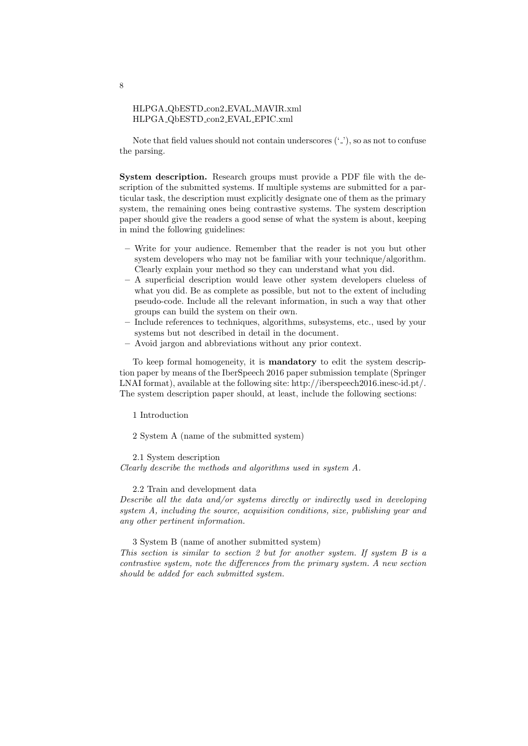HLPGA_QbESTD_con2_EVAL_MAVIR.xml
HLPGA_QbESTD_con2_EVAL_EPIC.xml

Note that field values should not contain underscores ('_'), so as not to confuse the parsing.

**System description.** Research groups must provide a PDF file with the description of the submitted systems. If multiple systems are submitted for a particular task, the description must explicitly designate one of them as the primary system, the remaining ones being contrastive systems. The system description paper should give the readers a good sense of what the system is about, keeping in mind the following guidelines:

- Write for your audience. Remember that the reader is not you but other system developers who may not be familiar with your technique/algorithm. Clearly explain your method so they can understand what you did.
- A superficial description would leave other system developers clueless of what you did. Be as complete as possible, but not to the extent of including pseudo-code. Include all the relevant information, in such a way that other groups can build the system on their own.
- Include references to techniques, algorithms, subsystems, etc., used by your systems but not described in detail in the document.
- Avoid jargon and abbreviations without any prior context.

To keep formal homogeneity, it is **mandatory** to edit the system description paper by means of the IberSpeech 2016 paper submission template (Springer LNAI format), available at the following site: http://iberspeech2016.inesc-id.pt/. The system description paper should, at least, include the following sections:

1 Introduction

2 System A (name of the submitted system)

2.1 System description
*Clearly describe the methods and algorithms used in system A.*

2.2 Train and development data
*Describe all the data and/or systems directly or indirectly used in developing system A, including the source, acquisition conditions, size, publishing year and any other pertinent information.*

3 System B (name of another submitted system)
*This section is similar to section 2 but for another system. If system B is a contrastive system, note the differences from the primary system. A new section should be added for each submitted system.*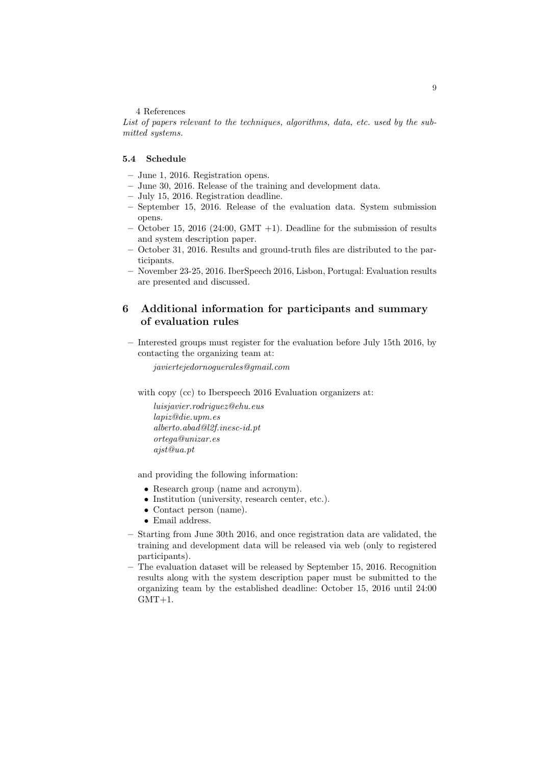4 References

*List of papers relevant to the techniques, algorithms, data, etc. used by the submitted systems.*

### 5.4 Schedule

- June 1, 2016. Registration opens.
- June 30, 2016. Release of the training and development data.
- July 15, 2016. Registration deadline.
- September 15, 2016. Release of the evaluation data. System submission opens.
- October 15, 2016 (24:00, GMT +1). Deadline for the submission of results and system description paper.
- October 31, 2016. Results and ground-truth files are distributed to the participants.
- November 23-25, 2016. IberSpeech 2016, Lisbon, Portugal: Evaluation results are presented and discussed.

## 6 Additional information for participants and summary of evaluation rules

- Interested groups must register for the evaluation before July 15th 2016, by contacting the organizing team at:

  *javiertejedornoguerales@gmail.com*

  with copy (cc) to Iberspeech 2016 Evaluation organizers at:

  *luisjavier.rodriguez@ehu.eus*
  *lapiz@die.upm.es*
  *alberto.abad@l2f.inesc-id.pt*
  *ortega@unizar.es*
  *ajst@ua.pt*

  and providing the following information:

  - Research group (name and acronym).
  - Institution (university, research center, etc.).
  - Contact person (name).
  - Email address.
- Starting from June 30th 2016, and once registration data are validated, the training and development data will be released via web (only to registered participants).
- The evaluation dataset will be released by September 15, 2016. Recognition results along with the system description paper must be submitted to the organizing team by the established deadline: October 15, 2016 until 24:00 GMT+1.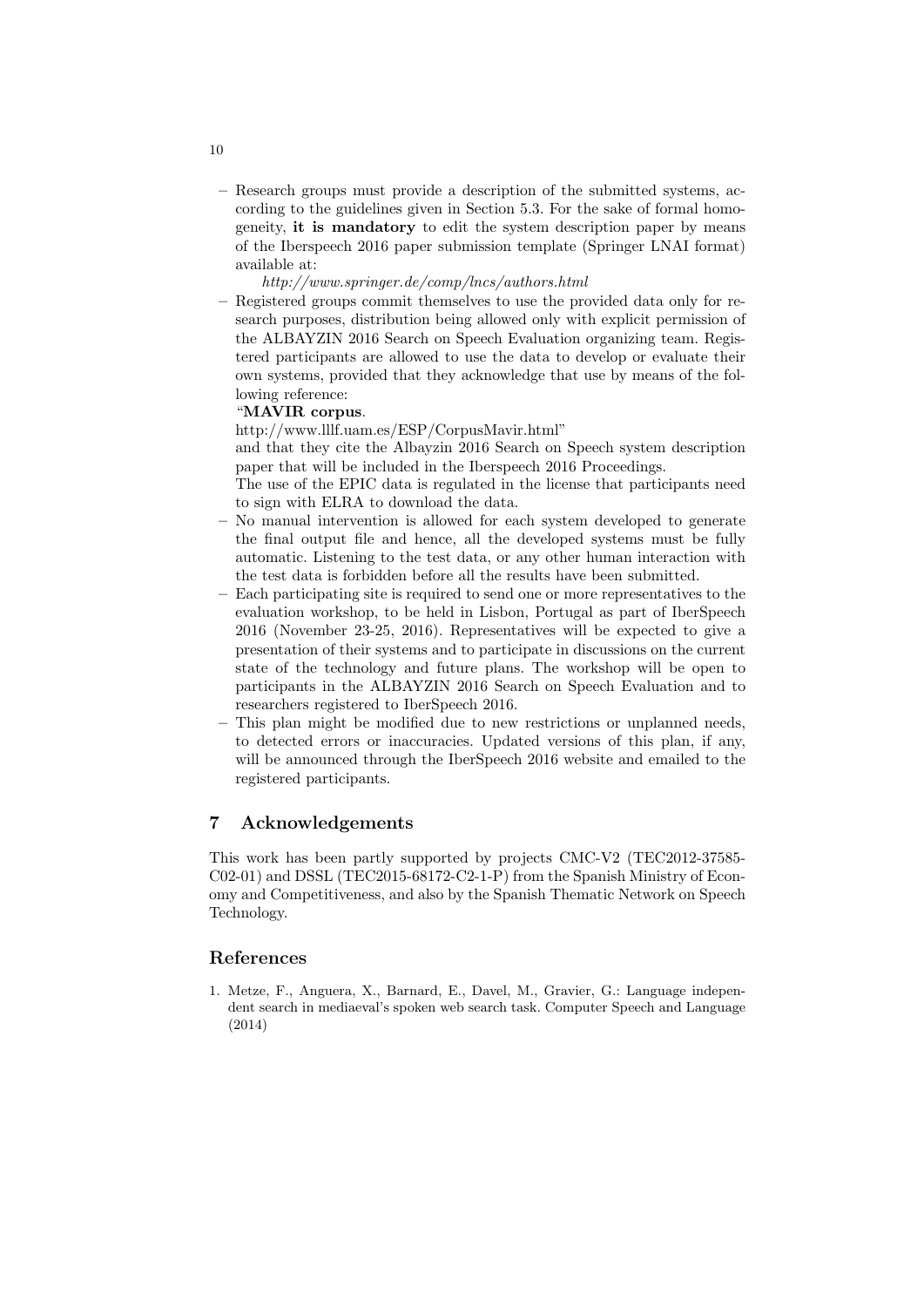- Research groups must provide a description of the submitted systems, according to the guidelines given in Section 5.3. For the sake of formal homogeneity, **it is mandatory** to edit the system description paper by means of the Iberspeech 2016 paper submission template (Springer LNAI format) available at:

  *http://www.springer.de/comp/lncs/authors.html*
- Registered groups commit themselves to use the provided data only for research purposes, distribution being allowed only with explicit permission of the ALBAYZIN 2016 Search on Speech Evaluation organizing team. Registered participants are allowed to use the data to develop or evaluate their own systems, provided that they acknowledge that use by means of the following reference:

  "**MAVIR corpus**.
  http://www.lllf.uam.es/ESP/CorpusMavir.html"

  and that they cite the Albayzin 2016 Search on Speech system description paper that will be included in the Iberspeech 2016 Proceedings.

  The use of the EPIC data is regulated in the license that participants need to sign with ELRA to download the data.
- No manual intervention is allowed for each system developed to generate the final output file and hence, all the developed systems must be fully automatic. Listening to the test data, or any other human interaction with the test data is forbidden before all the results have been submitted.
- Each participating site is required to send one or more representatives to the evaluation workshop, to be held in Lisbon, Portugal as part of IberSpeech 2016 (November 23-25, 2016). Representatives will be expected to give a presentation of their systems and to participate in discussions on the current state of the technology and future plans. The workshop will be open to participants in the ALBAYZIN 2016 Search on Speech Evaluation and to researchers registered to IberSpeech 2016.
- This plan might be modified due to new restrictions or unplanned needs, to detected errors or inaccuracies. Updated versions of this plan, if any, will be announced through the IberSpeech 2016 website and emailed to the registered participants.

## 7 Acknowledgements

This work has been partly supported by projects CMC-V2 (TEC2012-37585-C02-01) and DSSL (TEC2015-68172-C2-1-P) from the Spanish Ministry of Economy and Competitiveness, and also by the Spanish Thematic Network on Speech Technology.

## References

1. Metze, F., Anguera, X., Barnard, E., Davel, M., Gravier, G.: Language independent search in mediaeval's spoken web search task. Computer Speech and Language (2014)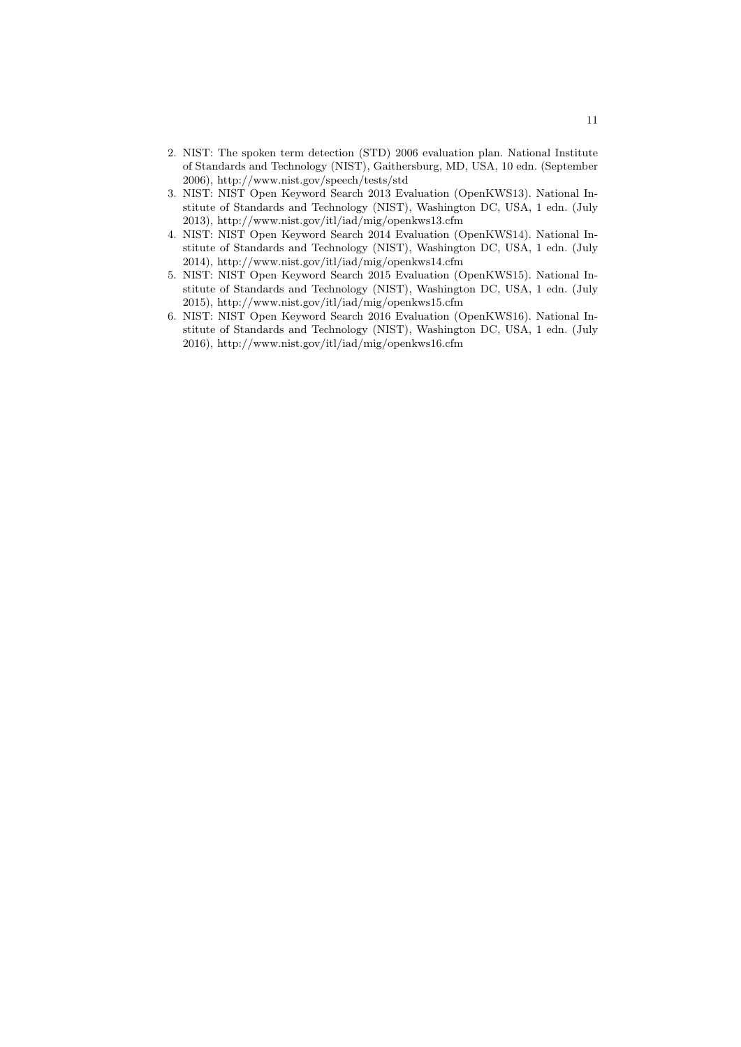2. NIST: The spoken term detection (STD) 2006 evaluation plan. National Institute of Standards and Technology (NIST), Gaithersburg, MD, USA, 10 edn. (September 2006), http://www.nist.gov/speech/tests/std
3. NIST: NIST Open Keyword Search 2013 Evaluation (OpenKWS13). National Institute of Standards and Technology (NIST), Washington DC, USA, 1 edn. (July 2013), http://www.nist.gov/itl/iad/mig/openkws13.cfm
4. NIST: NIST Open Keyword Search 2014 Evaluation (OpenKWS14). National Institute of Standards and Technology (NIST), Washington DC, USA, 1 edn. (July 2014), http://www.nist.gov/itl/iad/mig/openkws14.cfm
5. NIST: NIST Open Keyword Search 2015 Evaluation (OpenKWS15). National Institute of Standards and Technology (NIST), Washington DC, USA, 1 edn. (July 2015), http://www.nist.gov/itl/iad/mig/openkws15.cfm
6. NIST: NIST Open Keyword Search 2016 Evaluation (OpenKWS16). National Institute of Standards and Technology (NIST), Washington DC, USA, 1 edn. (July 2016), http://www.nist.gov/itl/iad/mig/openkws16.cfm